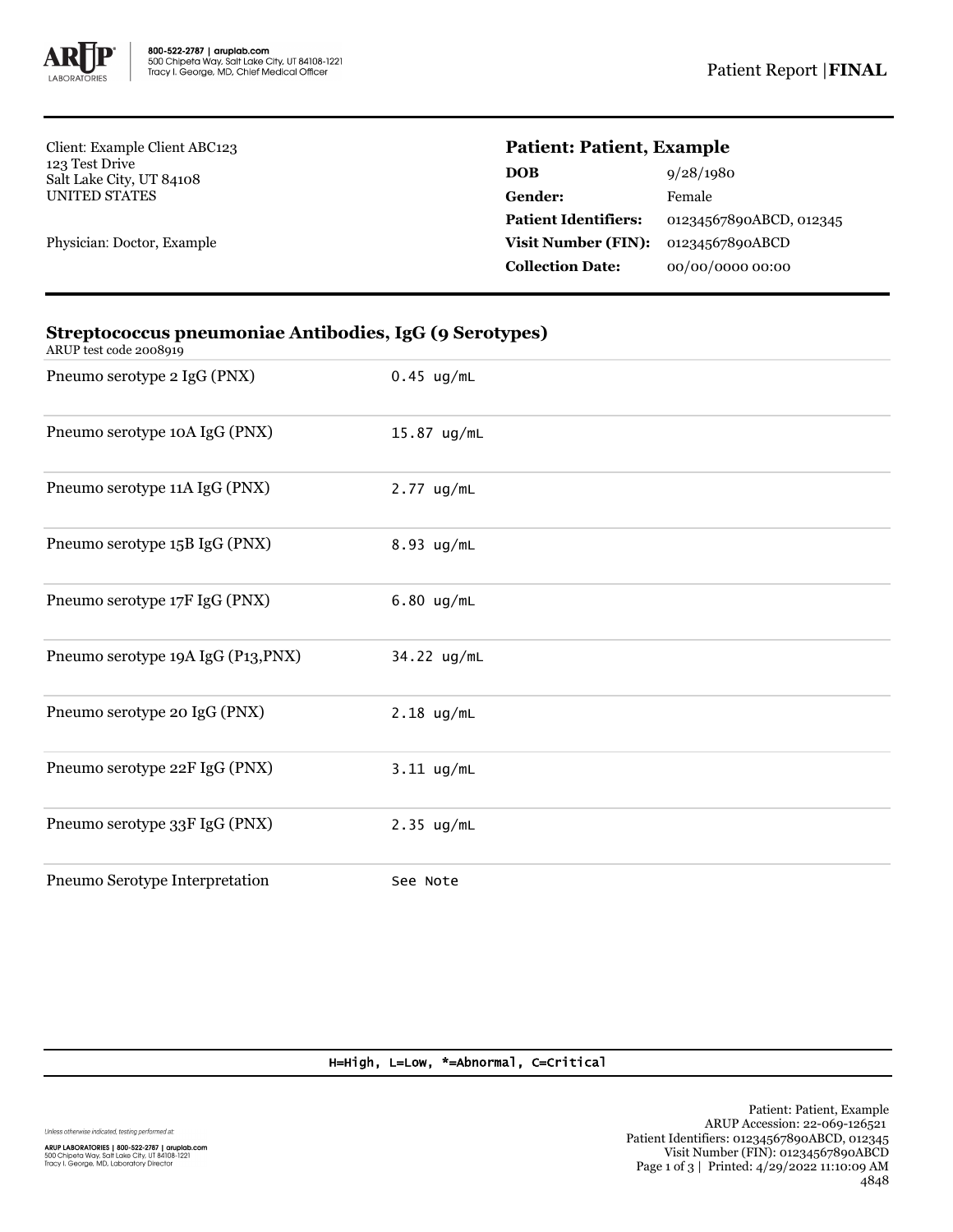Client: Example Client ABC123
123 Test Drive
Salt Lake City, UT 84108
UNITED STATES

Physician: Doctor, Example

## Patient: Patient, Example

| | |
|---|---|
| **DOB** | 9/28/1980 |
| **Gender:** | Female |
| **Patient Identifiers:** | 01234567890ABCD, 012345 |
| **Visit Number (FIN):** | 01234567890ABCD |
| **Collection Date:** | 00/00/0000 00:00 |

### Streptococcus pneumoniae Antibodies, IgG (9 Serotypes)

ARUP test code 2008919

| Test | Result |
|---|---|
| Pneumo serotype 2 IgG (PNX) | 0.45 ug/mL |
| Pneumo serotype 10A IgG (PNX) | 15.87 ug/mL |
| Pneumo serotype 11A IgG (PNX) | 2.77 ug/mL |
| Pneumo serotype 15B IgG (PNX) | 8.93 ug/mL |
| Pneumo serotype 17F IgG (PNX) | 6.80 ug/mL |
| Pneumo serotype 19A IgG (P13,PNX) | 34.22 ug/mL |
| Pneumo serotype 20 IgG (PNX) | 2.18 ug/mL |
| Pneumo serotype 22F IgG (PNX) | 3.11 ug/mL |
| Pneumo serotype 33F IgG (PNX) | 2.35 ug/mL |
| Pneumo Serotype Interpretation | See Note |

H=High, L=Low, *=Abnormal, C=Critical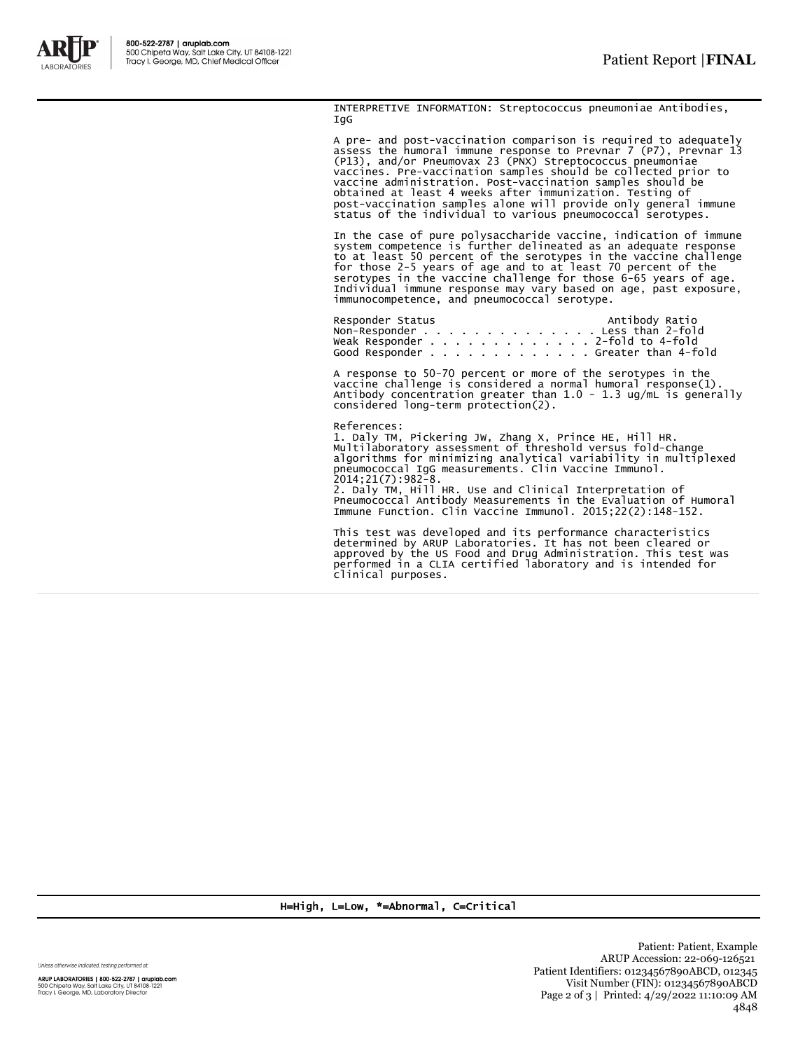INTERPRETIVE INFORMATION: Streptococcus pneumoniae Antibodies, IgG

A pre- and post-vaccination comparison is required to adequately assess the humoral immune response to Prevnar 7 (P7), Prevnar 13 (P13), and/or Pneumovax 23 (PNX) Streptococcus pneumoniae vaccines. Pre-vaccination samples should be collected prior to vaccine administration. Post-vaccination samples should be obtained at least 4 weeks after immunization. Testing of post-vaccination samples alone will provide only general immune status of the individual to various pneumococcal serotypes.

In the case of pure polysaccharide vaccine, indication of immune system competence is further delineated as an adequate response to at least 50 percent of the serotypes in the vaccine challenge for those 2-5 years of age and to at least 70 percent of the serotypes in the vaccine challenge for those 6-65 years of age. Individual immune response may vary based on age, past exposure, immunocompetence, and pneumococcal serotype.

| Responder Status | Antibody Ratio |
|---|---|
| Non-Responder | Less than 2-fold |
| Weak Responder | 2-fold to 4-fold |
| Good Responder | Greater than 4-fold |

A response to 50-70 percent or more of the serotypes in the vaccine challenge is considered a normal humoral response(1). Antibody concentration greater than 1.0 - 1.3 ug/mL is generally considered long-term protection(2).

References:
1. Daly TM, Pickering JW, Zhang X, Prince HE, Hill HR. Multilaboratory assessment of threshold versus fold-change algorithms for minimizing analytical variability in multiplexed pneumococcal IgG measurements. Clin Vaccine Immunol. 2014;21(7):982-8.
2. Daly TM, Hill HR. Use and Clinical Interpretation of Pneumococcal Antibody Measurements in the Evaluation of Humoral Immune Function. Clin Vaccine Immunol. 2015;22(2):148-152.

This test was developed and its performance characteristics determined by ARUP Laboratories. It has not been cleared or approved by the US Food and Drug Administration. This test was performed in a CLIA certified laboratory and is intended for clinical purposes.

H=High, L=Low, *=Abnormal, C=Critical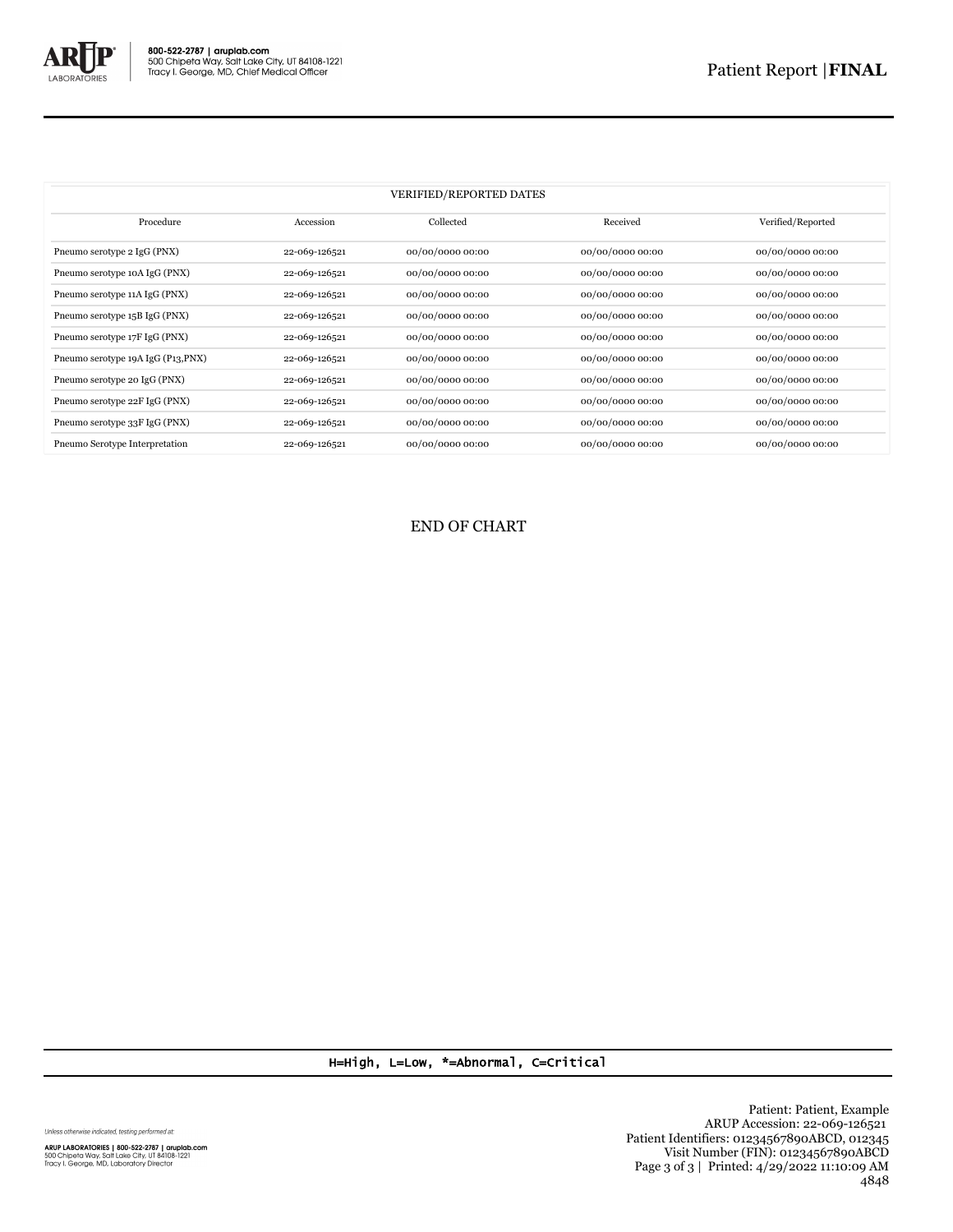| VERIFIED/REPORTED DATES | | | | |
|---|---|---|---|---|
| Procedure | Accession | Collected | Received | Verified/Reported |
| Pneumo serotype 2 IgG (PNX) | 22-069-126521 | 00/00/0000 00:00 | 00/00/0000 00:00 | 00/00/0000 00:00 |
| Pneumo serotype 10A IgG (PNX) | 22-069-126521 | 00/00/0000 00:00 | 00/00/0000 00:00 | 00/00/0000 00:00 |
| Pneumo serotype 11A IgG (PNX) | 22-069-126521 | 00/00/0000 00:00 | 00/00/0000 00:00 | 00/00/0000 00:00 |
| Pneumo serotype 15B IgG (PNX) | 22-069-126521 | 00/00/0000 00:00 | 00/00/0000 00:00 | 00/00/0000 00:00 |
| Pneumo serotype 17F IgG (PNX) | 22-069-126521 | 00/00/0000 00:00 | 00/00/0000 00:00 | 00/00/0000 00:00 |
| Pneumo serotype 19A IgG (P13,PNX) | 22-069-126521 | 00/00/0000 00:00 | 00/00/0000 00:00 | 00/00/0000 00:00 |
| Pneumo serotype 20 IgG (PNX) | 22-069-126521 | 00/00/0000 00:00 | 00/00/0000 00:00 | 00/00/0000 00:00 |
| Pneumo serotype 22F IgG (PNX) | 22-069-126521 | 00/00/0000 00:00 | 00/00/0000 00:00 | 00/00/0000 00:00 |
| Pneumo serotype 33F IgG (PNX) | 22-069-126521 | 00/00/0000 00:00 | 00/00/0000 00:00 | 00/00/0000 00:00 |
| Pneumo Serotype Interpretation | 22-069-126521 | 00/00/0000 00:00 | 00/00/0000 00:00 | 00/00/0000 00:00 |

END OF CHART